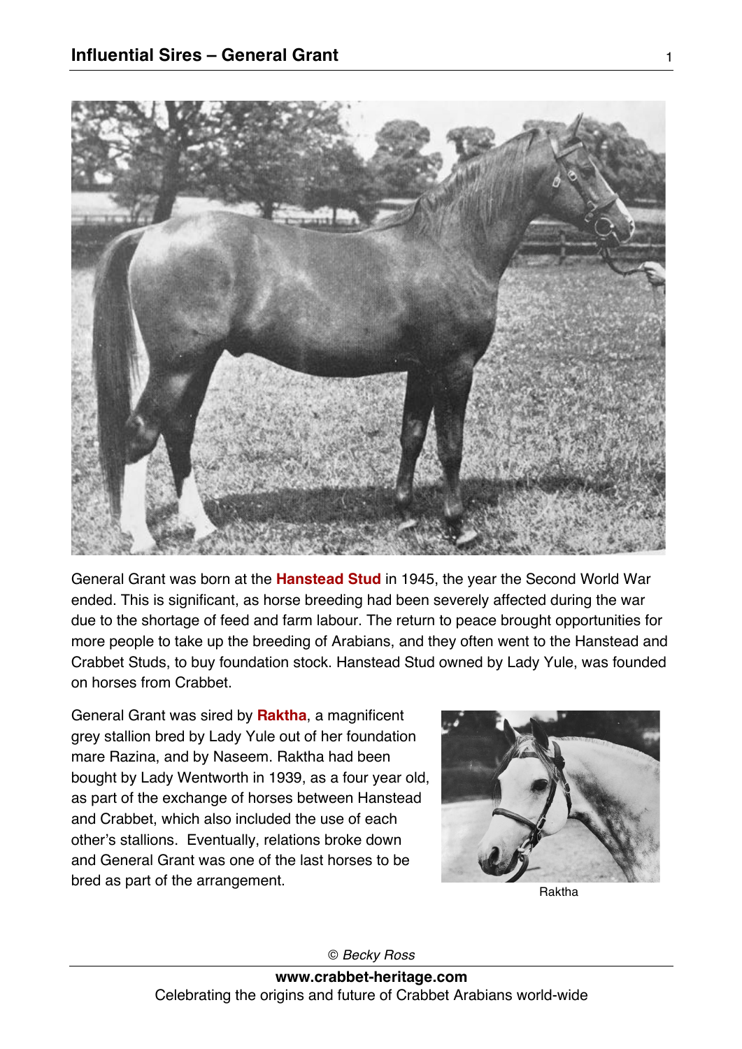General Grant was born at the **Hanstead Stud** in 1945, the year the Second World War ended. This is significant, as horse breeding had been severely affected during the war due to the shortage of feed and farm labour. The return to peace brought opportunities for more people to take up the breeding of Arabians, and they often went to the Hanstead and Crabbet Studs, to buy foundation stock. Hanstead Stud owned by Lady Yule, was founded on horses from Crabbet.

General Grant was sired by **Raktha**, a magnificent grey stallion bred by Lady Yule out of her foundation mare Razina, and by Naseem. Raktha had been bought by Lady Wentworth in 1939, as a four year old, as part of the exchange of horses between Hanstead and Crabbet, which also included the use of each other's stallions. Eventually, relations broke down and General Grant was one of the last horses to be bred as part of the arrangement.

Raktha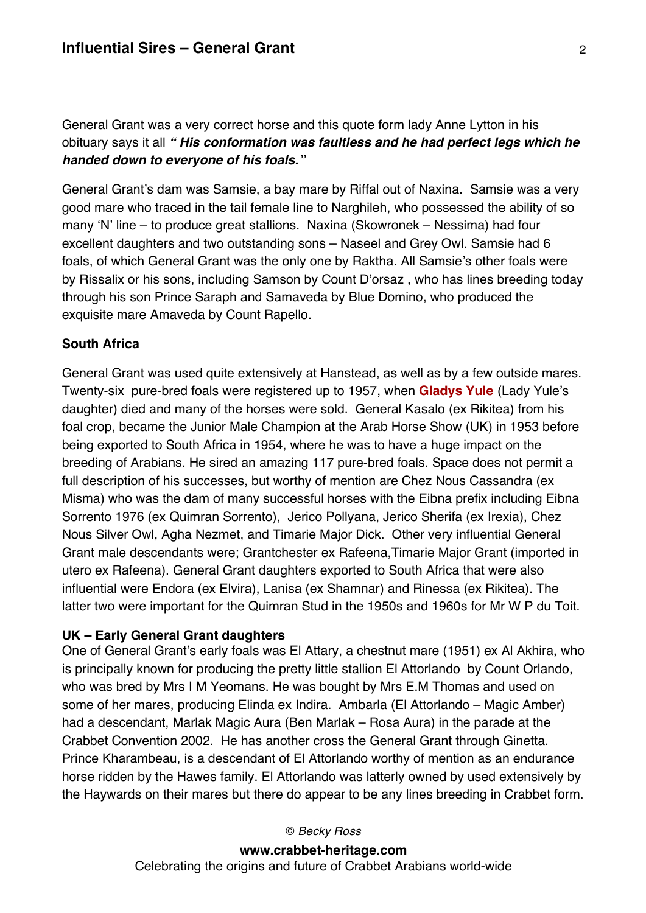General Grant was a very correct horse and this quote form lady Anne Lytton in his obituary says it all ***" His conformation was faultless and he had perfect legs which he handed down to everyone of his foals."***

General Grant's dam was Samsie, a bay mare by Riffal out of Naxina. Samsie was a very good mare who traced in the tail female line to Narghileh, who possessed the ability of so many 'N' line – to produce great stallions. Naxina (Skowronek – Nessima) had four excellent daughters and two outstanding sons – Naseel and Grey Owl. Samsie had 6 foals, of which General Grant was the only one by Raktha. All Samsie's other foals were by Rissalix or his sons, including Samson by Count D'orsaz , who has lines breeding today through his son Prince Saraph and Samaveda by Blue Domino, who produced the exquisite mare Amaveda by Count Rapello.

**South Africa**

General Grant was used quite extensively at Hanstead, as well as by a few outside mares. Twenty-six pure-bred foals were registered up to 1957, when **Gladys Yule** (Lady Yule's daughter) died and many of the horses were sold. General Kasalo (ex Rikitea) from his foal crop, became the Junior Male Champion at the Arab Horse Show (UK) in 1953 before being exported to South Africa in 1954, where he was to have a huge impact on the breeding of Arabians. He sired an amazing 117 pure-bred foals. Space does not permit a full description of his successes, but worthy of mention are Chez Nous Cassandra (ex Misma) who was the dam of many successful horses with the Eibna prefix including Eibna Sorrento 1976 (ex Quimran Sorrento), Jerico Pollyana, Jerico Sherifa (ex Irexia), Chez Nous Silver Owl, Agha Nezmet, and Timarie Major Dick. Other very influential General Grant male descendants were; Grantchester ex Rafeena,Timarie Major Grant (imported in utero ex Rafeena). General Grant daughters exported to South Africa that were also influential were Endora (ex Elvira), Lanisa (ex Shamnar) and Rinessa (ex Rikitea). The latter two were important for the Quimran Stud in the 1950s and 1960s for Mr W P du Toit.

**UK – Early General Grant daughters**

One of General Grant's early foals was El Attary, a chestnut mare (1951) ex Al Akhira, who is principally known for producing the pretty little stallion El Attorlando by Count Orlando, who was bred by Mrs I M Yeomans. He was bought by Mrs E.M Thomas and used on some of her mares, producing Elinda ex Indira. Ambarla (El Attorlando – Magic Amber) had a descendant, Marlak Magic Aura (Ben Marlak – Rosa Aura) in the parade at the Crabbet Convention 2002. He has another cross the General Grant through Ginetta. Prince Kharambeau, is a descendant of El Attorlando worthy of mention as an endurance horse ridden by the Hawes family. El Attorlando was latterly owned by used extensively by the Haywards on their mares but there do appear to be any lines breeding in Crabbet form.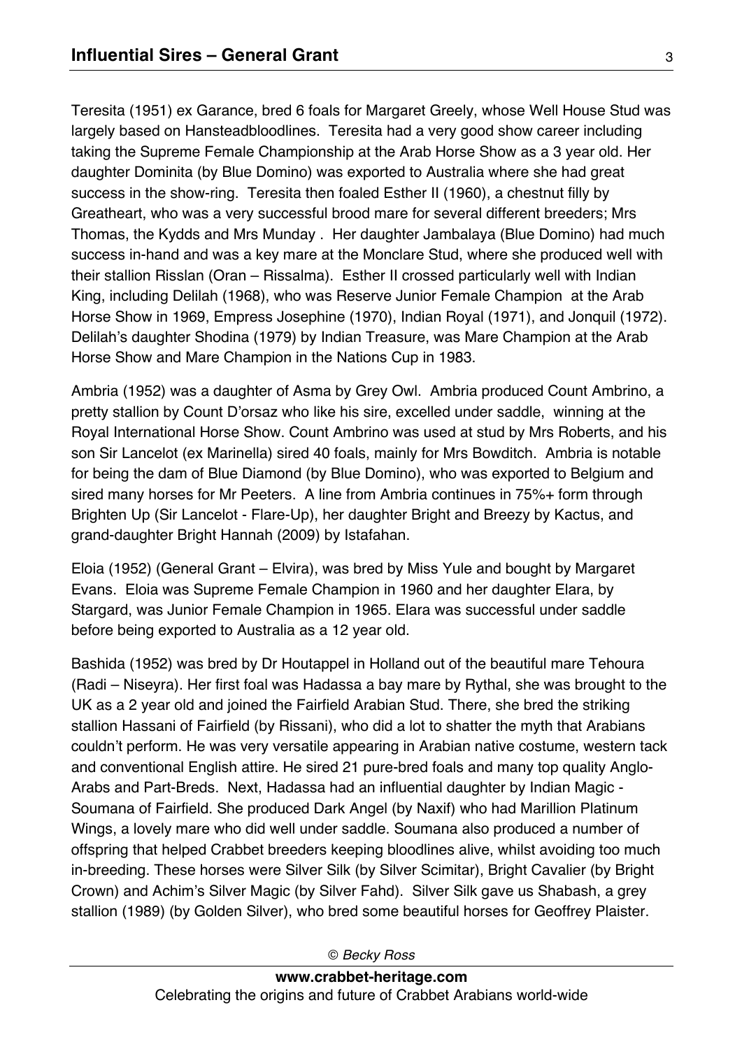Teresita (1951) ex Garance, bred 6 foals for Margaret Greely, whose Well House Stud was largely based on Hansteadbloodlines. Teresita had a very good show career including taking the Supreme Female Championship at the Arab Horse Show as a 3 year old. Her daughter Dominita (by Blue Domino) was exported to Australia where she had great success in the show-ring. Teresita then foaled Esther II (1960), a chestnut filly by Greatheart, who was a very successful brood mare for several different breeders; Mrs Thomas, the Kydds and Mrs Munday . Her daughter Jambalaya (Blue Domino) had much success in-hand and was a key mare at the Monclare Stud, where she produced well with their stallion Risslan (Oran – Rissalma). Esther II crossed particularly well with Indian King, including Delilah (1968), who was Reserve Junior Female Champion at the Arab Horse Show in 1969, Empress Josephine (1970), Indian Royal (1971), and Jonquil (1972). Delilah's daughter Shodina (1979) by Indian Treasure, was Mare Champion at the Arab Horse Show and Mare Champion in the Nations Cup in 1983.

Ambria (1952) was a daughter of Asma by Grey Owl. Ambria produced Count Ambrino, a pretty stallion by Count D'orsaz who like his sire, excelled under saddle, winning at the Royal International Horse Show. Count Ambrino was used at stud by Mrs Roberts, and his son Sir Lancelot (ex Marinella) sired 40 foals, mainly for Mrs Bowditch. Ambria is notable for being the dam of Blue Diamond (by Blue Domino), who was exported to Belgium and sired many horses for Mr Peeters. A line from Ambria continues in 75%+ form through Brighten Up (Sir Lancelot - Flare-Up), her daughter Bright and Breezy by Kactus, and grand-daughter Bright Hannah (2009) by Istafahan.

Eloia (1952) (General Grant – Elvira), was bred by Miss Yule and bought by Margaret Evans. Eloia was Supreme Female Champion in 1960 and her daughter Elara, by Stargard, was Junior Female Champion in 1965. Elara was successful under saddle before being exported to Australia as a 12 year old.

Bashida (1952) was bred by Dr Houtappel in Holland out of the beautiful mare Tehoura (Radi – Niseyra). Her first foal was Hadassa a bay mare by Rythal, she was brought to the UK as a 2 year old and joined the Fairfield Arabian Stud. There, she bred the striking stallion Hassani of Fairfield (by Rissani), who did a lot to shatter the myth that Arabians couldn't perform. He was very versatile appearing in Arabian native costume, western tack and conventional English attire. He sired 21 pure-bred foals and many top quality Anglo-Arabs and Part-Breds. Next, Hadassa had an influential daughter by Indian Magic - Soumana of Fairfield. She produced Dark Angel (by Naxif) who had Marillion Platinum Wings, a lovely mare who did well under saddle. Soumana also produced a number of offspring that helped Crabbet breeders keeping bloodlines alive, whilst avoiding too much in-breeding. These horses were Silver Silk (by Silver Scimitar), Bright Cavalier (by Bright Crown) and Achim's Silver Magic (by Silver Fahd). Silver Silk gave us Shabash, a grey stallion (1989) (by Golden Silver), who bred some beautiful horses for Geoffrey Plaister.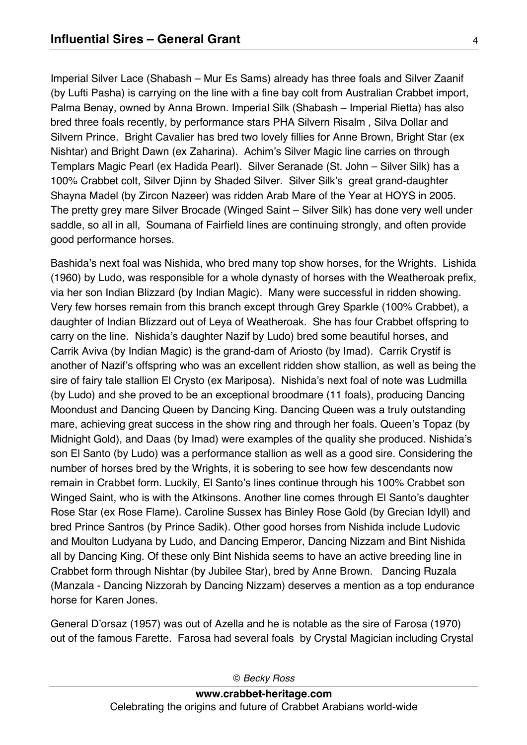Imperial Silver Lace (Shabash – Mur Es Sams) already has three foals and Silver Zaanif (by Lufti Pasha) is carrying on the line with a fine bay colt from Australian Crabbet import, Palma Benay, owned by Anna Brown. Imperial Silk (Shabash – Imperial Rietta) has also bred three foals recently, by performance stars PHA Silvern Risalm , Silva Dollar and Silvern Prince. Bright Cavalier has bred two lovely fillies for Anne Brown, Bright Star (ex Nishtar) and Bright Dawn (ex Zaharina). Achim's Silver Magic line carries on through Templars Magic Pearl (ex Hadida Pearl). Silver Seranade (St. John – Silver Silk) has a 100% Crabbet colt, Silver Djinn by Shaded Silver. Silver Silk's great grand-daughter Shayna Madel (by Zircon Nazeer) was ridden Arab Mare of the Year at HOYS in 2005. The pretty grey mare Silver Brocade (Winged Saint – Silver Silk) has done very well under saddle, so all in all, Soumana of Fairfield lines are continuing strongly, and often provide good performance horses.

Bashida's next foal was Nishida, who bred many top show horses, for the Wrights. Lishida (1960) by Ludo, was responsible for a whole dynasty of horses with the Weatheroak prefix, via her son Indian Blizzard (by Indian Magic). Many were successful in ridden showing. Very few horses remain from this branch except through Grey Sparkle (100% Crabbet), a daughter of Indian Blizzard out of Leya of Weatheroak. She has four Crabbet offspring to carry on the line. Nishida's daughter Nazif by Ludo) bred some beautiful horses, and Carrik Aviva (by Indian Magic) is the grand-dam of Ariosto (by Imad). Carrik Crystif is another of Nazif's offspring who was an excellent ridden show stallion, as well as being the sire of fairy tale stallion El Crysto (ex Mariposa). Nishida's next foal of note was Ludmilla (by Ludo) and she proved to be an exceptional broodmare (11 foals), producing Dancing Moondust and Dancing Queen by Dancing King. Dancing Queen was a truly outstanding mare, achieving great success in the show ring and through her foals. Queen's Topaz (by Midnight Gold), and Daas (by Imad) were examples of the quality she produced. Nishida's son El Santo (by Ludo) was a performance stallion as well as a good sire. Considering the number of horses bred by the Wrights, it is sobering to see how few descendants now remain in Crabbet form. Luckily, El Santo's lines continue through his 100% Crabbet son Winged Saint, who is with the Atkinsons. Another line comes through El Santo's daughter Rose Star (ex Rose Flame). Caroline Sussex has Binley Rose Gold (by Grecian Idyll) and bred Prince Santros (by Prince Sadik). Other good horses from Nishida include Ludovic and Moulton Ludyana by Ludo, and Dancing Emperor, Dancing Nizzam and Bint Nishida all by Dancing King. Of these only Bint Nishida seems to have an active breeding line in Crabbet form through Nishtar (by Jubilee Star), bred by Anne Brown. Dancing Ruzala (Manzala - Dancing Nizzorah by Dancing Nizzam) deserves a mention as a top endurance horse for Karen Jones.

General D'orsaz (1957) was out of Azella and he is notable as the sire of Farosa (1970) out of the famous Farette. Farosa had several foals by Crystal Magician including Crystal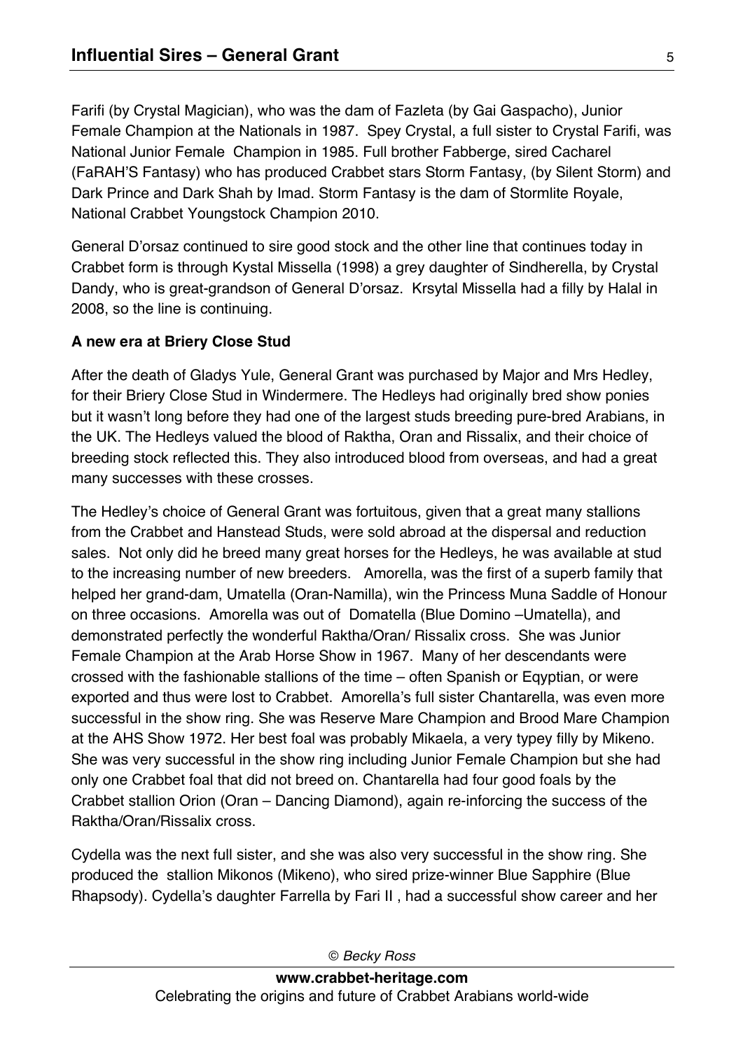Farifi (by Crystal Magician), who was the dam of Fazleta (by Gai Gaspacho), Junior Female Champion at the Nationals in 1987. Spey Crystal, a full sister to Crystal Farifi, was National Junior Female Champion in 1985. Full brother Fabberge, sired Cacharel (FaRAH'S Fantasy) who has produced Crabbet stars Storm Fantasy, (by Silent Storm) and Dark Prince and Dark Shah by Imad. Storm Fantasy is the dam of Stormlite Royale, National Crabbet Youngstock Champion 2010.

General D'orsaz continued to sire good stock and the other line that continues today in Crabbet form is through Kystal Missella (1998) a grey daughter of Sindherella, by Crystal Dandy, who is great-grandson of General D'orsaz. Krsytal Missella had a filly by Halal in 2008, so the line is continuing.

**A new era at Briery Close Stud**

After the death of Gladys Yule, General Grant was purchased by Major and Mrs Hedley, for their Briery Close Stud in Windermere. The Hedleys had originally bred show ponies but it wasn't long before they had one of the largest studs breeding pure-bred Arabians, in the UK. The Hedleys valued the blood of Raktha, Oran and Rissalix, and their choice of breeding stock reflected this. They also introduced blood from overseas, and had a great many successes with these crosses.

The Hedley's choice of General Grant was fortuitous, given that a great many stallions from the Crabbet and Hanstead Studs, were sold abroad at the dispersal and reduction sales. Not only did he breed many great horses for the Hedleys, he was available at stud to the increasing number of new breeders. Amorella, was the first of a superb family that helped her grand-dam, Umatella (Oran-Namilla), win the Princess Muna Saddle of Honour on three occasions. Amorella was out of Domatella (Blue Domino –Umatella), and demonstrated perfectly the wonderful Raktha/Oran/ Rissalix cross. She was Junior Female Champion at the Arab Horse Show in 1967. Many of her descendants were crossed with the fashionable stallions of the time – often Spanish or Eqyptian, or were exported and thus were lost to Crabbet. Amorella's full sister Chantarella, was even more successful in the show ring. She was Reserve Mare Champion and Brood Mare Champion at the AHS Show 1972. Her best foal was probably Mikaela, a very typey filly by Mikeno. She was very successful in the show ring including Junior Female Champion but she had only one Crabbet foal that did not breed on. Chantarella had four good foals by the Crabbet stallion Orion (Oran – Dancing Diamond), again re-inforcing the success of the Raktha/Oran/Rissalix cross.

Cydella was the next full sister, and she was also very successful in the show ring. She produced the stallion Mikonos (Mikeno), who sired prize-winner Blue Sapphire (Blue Rhapsody). Cydella's daughter Farrella by Fari II , had a successful show career and her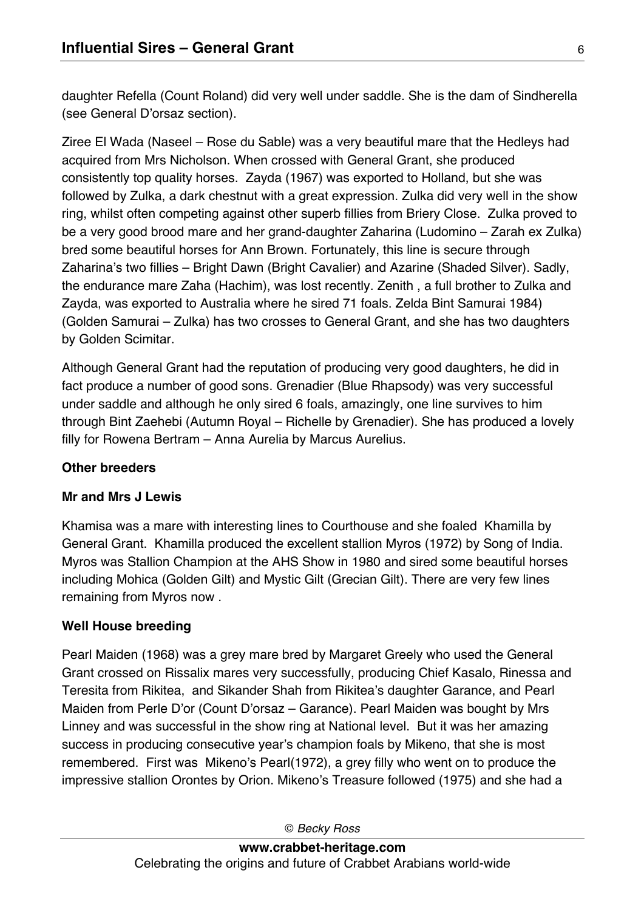daughter Refella (Count Roland) did very well under saddle. She is the dam of Sindherella (see General D'orsaz section).

Ziree El Wada (Naseel – Rose du Sable) was a very beautiful mare that the Hedleys had acquired from Mrs Nicholson. When crossed with General Grant, she produced consistently top quality horses. Zayda (1967) was exported to Holland, but she was followed by Zulka, a dark chestnut with a great expression. Zulka did very well in the show ring, whilst often competing against other superb fillies from Briery Close. Zulka proved to be a very good brood mare and her grand-daughter Zaharina (Ludomino – Zarah ex Zulka) bred some beautiful horses for Ann Brown. Fortunately, this line is secure through Zaharina's two fillies – Bright Dawn (Bright Cavalier) and Azarine (Shaded Silver). Sadly, the endurance mare Zaha (Hachim), was lost recently. Zenith , a full brother to Zulka and Zayda, was exported to Australia where he sired 71 foals. Zelda Bint Samurai 1984) (Golden Samurai – Zulka) has two crosses to General Grant, and she has two daughters by Golden Scimitar.

Although General Grant had the reputation of producing very good daughters, he did in fact produce a number of good sons. Grenadier (Blue Rhapsody) was very successful under saddle and although he only sired 6 foals, amazingly, one line survives to him through Bint Zaehebi (Autumn Royal – Richelle by Grenadier). She has produced a lovely filly for Rowena Bertram – Anna Aurelia by Marcus Aurelius.

**Other breeders**

**Mr and Mrs J Lewis**

Khamisa was a mare with interesting lines to Courthouse and she foaled Khamilla by General Grant. Khamilla produced the excellent stallion Myros (1972) by Song of India. Myros was Stallion Champion at the AHS Show in 1980 and sired some beautiful horses including Mohica (Golden Gilt) and Mystic Gilt (Grecian Gilt). There are very few lines remaining from Myros now .

**Well House breeding**

Pearl Maiden (1968) was a grey mare bred by Margaret Greely who used the General Grant crossed on Rissalix mares very successfully, producing Chief Kasalo, Rinessa and Teresita from Rikitea, and Sikander Shah from Rikitea's daughter Garance, and Pearl Maiden from Perle D'or (Count D'orsaz – Garance). Pearl Maiden was bought by Mrs Linney and was successful in the show ring at National level. But it was her amazing success in producing consecutive year's champion foals by Mikeno, that she is most remembered. First was Mikeno's Pearl(1972), a grey filly who went on to produce the impressive stallion Orontes by Orion. Mikeno's Treasure followed (1975) and she had a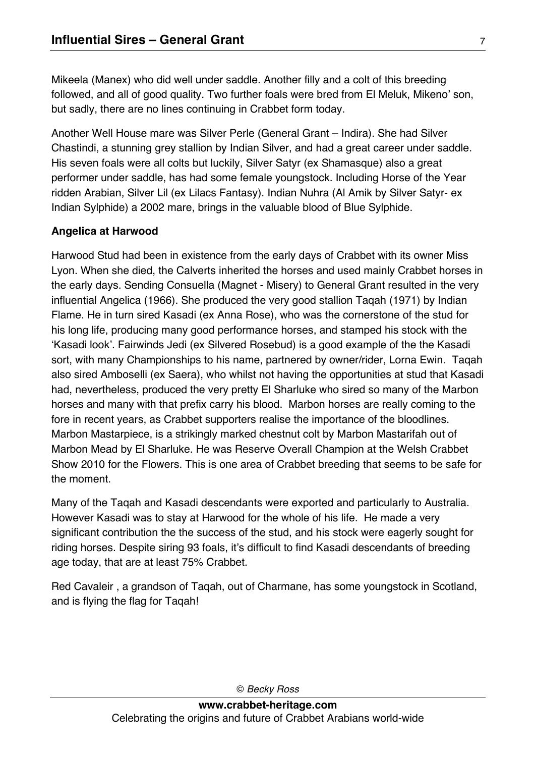Mikeela (Manex) who did well under saddle. Another filly and a colt of this breeding followed, and all of good quality. Two further foals were bred from El Meluk, Mikeno' son, but sadly, there are no lines continuing in Crabbet form today.

Another Well House mare was Silver Perle (General Grant – Indira). She had Silver Chastindi, a stunning grey stallion by Indian Silver, and had a great career under saddle. His seven foals were all colts but luckily, Silver Satyr (ex Shamasque) also a great performer under saddle, has had some female youngstock. Including Horse of the Year ridden Arabian, Silver Lil (ex Lilacs Fantasy). Indian Nuhra (Al Amik by Silver Satyr- ex Indian Sylphide) a 2002 mare, brings in the valuable blood of Blue Sylphide.

**Angelica at Harwood**

Harwood Stud had been in existence from the early days of Crabbet with its owner Miss Lyon. When she died, the Calverts inherited the horses and used mainly Crabbet horses in the early days. Sending Consuella (Magnet - Misery) to General Grant resulted in the very influential Angelica (1966). She produced the very good stallion Taqah (1971) by Indian Flame. He in turn sired Kasadi (ex Anna Rose), who was the cornerstone of the stud for his long life, producing many good performance horses, and stamped his stock with the 'Kasadi look'. Fairwinds Jedi (ex Silvered Rosebud) is a good example of the the Kasadi sort, with many Championships to his name, partnered by owner/rider, Lorna Ewin. Taqah also sired Amboselli (ex Saera), who whilst not having the opportunities at stud that Kasadi had, nevertheless, produced the very pretty El Sharluke who sired so many of the Marbon horses and many with that prefix carry his blood. Marbon horses are really coming to the fore in recent years, as Crabbet supporters realise the importance of the bloodlines. Marbon Mastarpiece, is a strikingly marked chestnut colt by Marbon Mastarifah out of Marbon Mead by El Sharluke. He was Reserve Overall Champion at the Welsh Crabbet Show 2010 for the Flowers. This is one area of Crabbet breeding that seems to be safe for the moment.

Many of the Taqah and Kasadi descendants were exported and particularly to Australia. However Kasadi was to stay at Harwood for the whole of his life. He made a very significant contribution the the success of the stud, and his stock were eagerly sought for riding horses. Despite siring 93 foals, it's difficult to find Kasadi descendants of breeding age today, that are at least 75% Crabbet.

Red Cavaleir , a grandson of Taqah, out of Charmane, has some youngstock in Scotland, and is flying the flag for Taqah!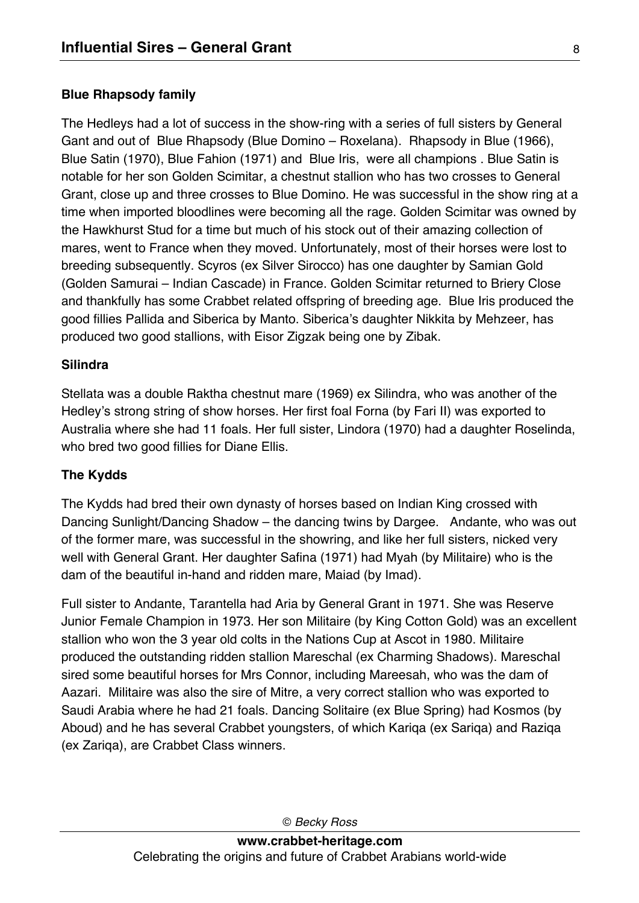### Blue Rhapsody family

The Hedleys had a lot of success in the show-ring with a series of full sisters by General Gant and out of Blue Rhapsody (Blue Domino – Roxelana). Rhapsody in Blue (1966), Blue Satin (1970), Blue Fahion (1971) and Blue Iris, were all champions . Blue Satin is notable for her son Golden Scimitar, a chestnut stallion who has two crosses to General Grant, close up and three crosses to Blue Domino. He was successful in the show ring at a time when imported bloodlines were becoming all the rage. Golden Scimitar was owned by the Hawkhurst Stud for a time but much of his stock out of their amazing collection of mares, went to France when they moved. Unfortunately, most of their horses were lost to breeding subsequently. Scyros (ex Silver Sirocco) has one daughter by Samian Gold (Golden Samurai – Indian Cascade) in France. Golden Scimitar returned to Briery Close and thankfully has some Crabbet related offspring of breeding age. Blue Iris produced the good fillies Pallida and Siberica by Manto. Siberica's daughter Nikkita by Mehzeer, has produced two good stallions, with Eisor Zigzak being one by Zibak.

### Silindra

Stellata was a double Raktha chestnut mare (1969) ex Silindra, who was another of the Hedley's strong string of show horses. Her first foal Forna (by Fari II) was exported to Australia where she had 11 foals. Her full sister, Lindora (1970) had a daughter Roselinda, who bred two good fillies for Diane Ellis.

### The Kydds

The Kydds had bred their own dynasty of horses based on Indian King crossed with Dancing Sunlight/Dancing Shadow – the dancing twins by Dargee. Andante, who was out of the former mare, was successful in the showring, and like her full sisters, nicked very well with General Grant. Her daughter Safina (1971) had Myah (by Militaire) who is the dam of the beautiful in-hand and ridden mare, Maiad (by Imad).

Full sister to Andante, Tarantella had Aria by General Grant in 1971. She was Reserve Junior Female Champion in 1973. Her son Militaire (by King Cotton Gold) was an excellent stallion who won the 3 year old colts in the Nations Cup at Ascot in 1980. Militaire produced the outstanding ridden stallion Mareschal (ex Charming Shadows). Mareschal sired some beautiful horses for Mrs Connor, including Mareesah, who was the dam of Aazari. Militaire was also the sire of Mitre, a very correct stallion who was exported to Saudi Arabia where he had 21 foals. Dancing Solitaire (ex Blue Spring) had Kosmos (by Aboud) and he has several Crabbet youngsters, of which Kariqa (ex Sariqa) and Raziqa (ex Zariqa), are Crabbet Class winners.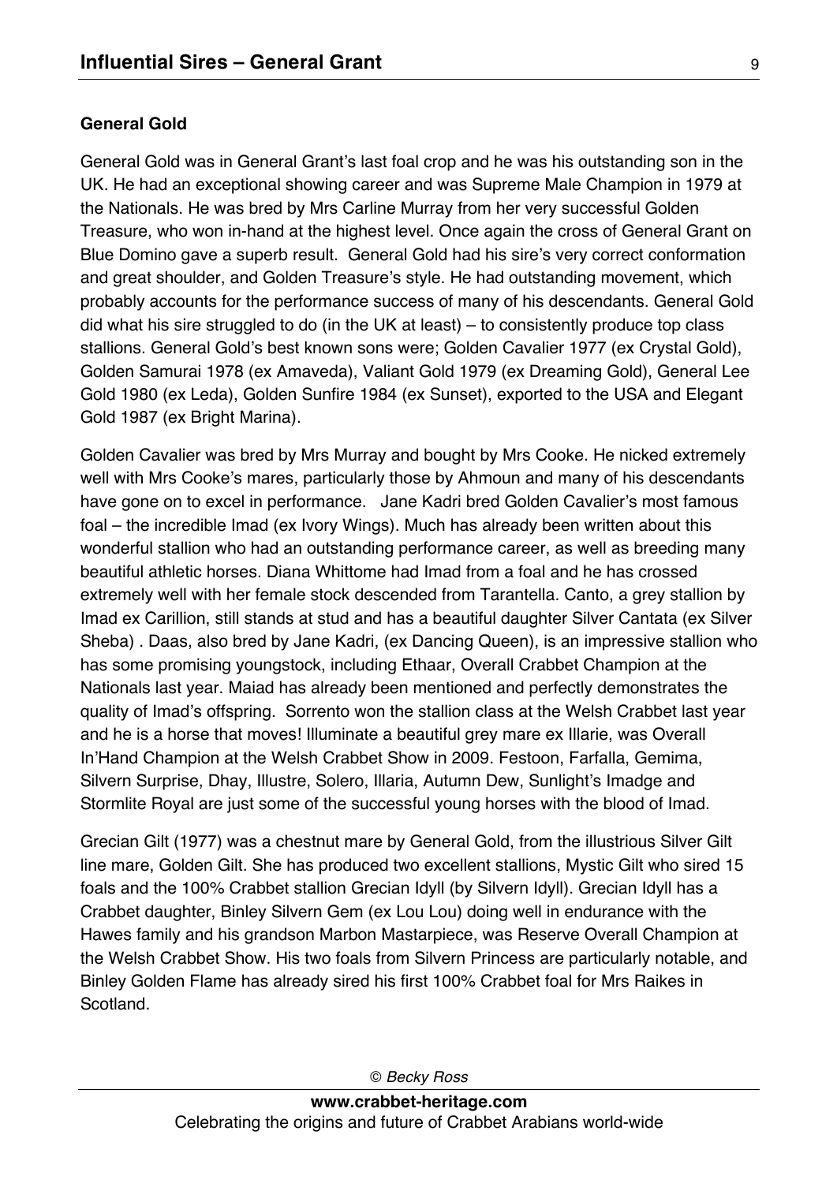**General Gold**

General Gold was in General Grant's last foal crop and he was his outstanding son in the UK. He had an exceptional showing career and was Supreme Male Champion in 1979 at the Nationals. He was bred by Mrs Carline Murray from her very successful Golden Treasure, who won in-hand at the highest level. Once again the cross of General Grant on Blue Domino gave a superb result. General Gold had his sire's very correct conformation and great shoulder, and Golden Treasure's style. He had outstanding movement, which probably accounts for the performance success of many of his descendants. General Gold did what his sire struggled to do (in the UK at least) – to consistently produce top class stallions. General Gold's best known sons were; Golden Cavalier 1977 (ex Crystal Gold), Golden Samurai 1978 (ex Amaveda), Valiant Gold 1979 (ex Dreaming Gold), General Lee Gold 1980 (ex Leda), Golden Sunfire 1984 (ex Sunset), exported to the USA and Elegant Gold 1987 (ex Bright Marina).

Golden Cavalier was bred by Mrs Murray and bought by Mrs Cooke. He nicked extremely well with Mrs Cooke's mares, particularly those by Ahmoun and many of his descendants have gone on to excel in performance. Jane Kadri bred Golden Cavalier's most famous foal – the incredible Imad (ex Ivory Wings). Much has already been written about this wonderful stallion who had an outstanding performance career, as well as breeding many beautiful athletic horses. Diana Whittome had Imad from a foal and he has crossed extremely well with her female stock descended from Tarantella. Canto, a grey stallion by Imad ex Carillion, still stands at stud and has a beautiful daughter Silver Cantata (ex Silver Sheba) . Daas, also bred by Jane Kadri, (ex Dancing Queen), is an impressive stallion who has some promising youngstock, including Ethaar, Overall Crabbet Champion at the Nationals last year. Maiad has already been mentioned and perfectly demonstrates the quality of Imad's offspring. Sorrento won the stallion class at the Welsh Crabbet last year and he is a horse that moves! Illuminate a beautiful grey mare ex Illarie, was Overall In'Hand Champion at the Welsh Crabbet Show in 2009. Festoon, Farfalla, Gemima, Silvern Surprise, Dhay, Illustre, Solero, Illaria, Autumn Dew, Sunlight's Imadge and Stormlite Royal are just some of the successful young horses with the blood of Imad.

Grecian Gilt (1977) was a chestnut mare by General Gold, from the illustrious Silver Gilt line mare, Golden Gilt. She has produced two excellent stallions, Mystic Gilt who sired 15 foals and the 100% Crabbet stallion Grecian Idyll (by Silvern Idyll). Grecian Idyll has a Crabbet daughter, Binley Silvern Gem (ex Lou Lou) doing well in endurance with the Hawes family and his grandson Marbon Mastarpiece, was Reserve Overall Champion at the Welsh Crabbet Show. His two foals from Silvern Princess are particularly notable, and Binley Golden Flame has already sired his first 100% Crabbet foal for Mrs Raikes in Scotland.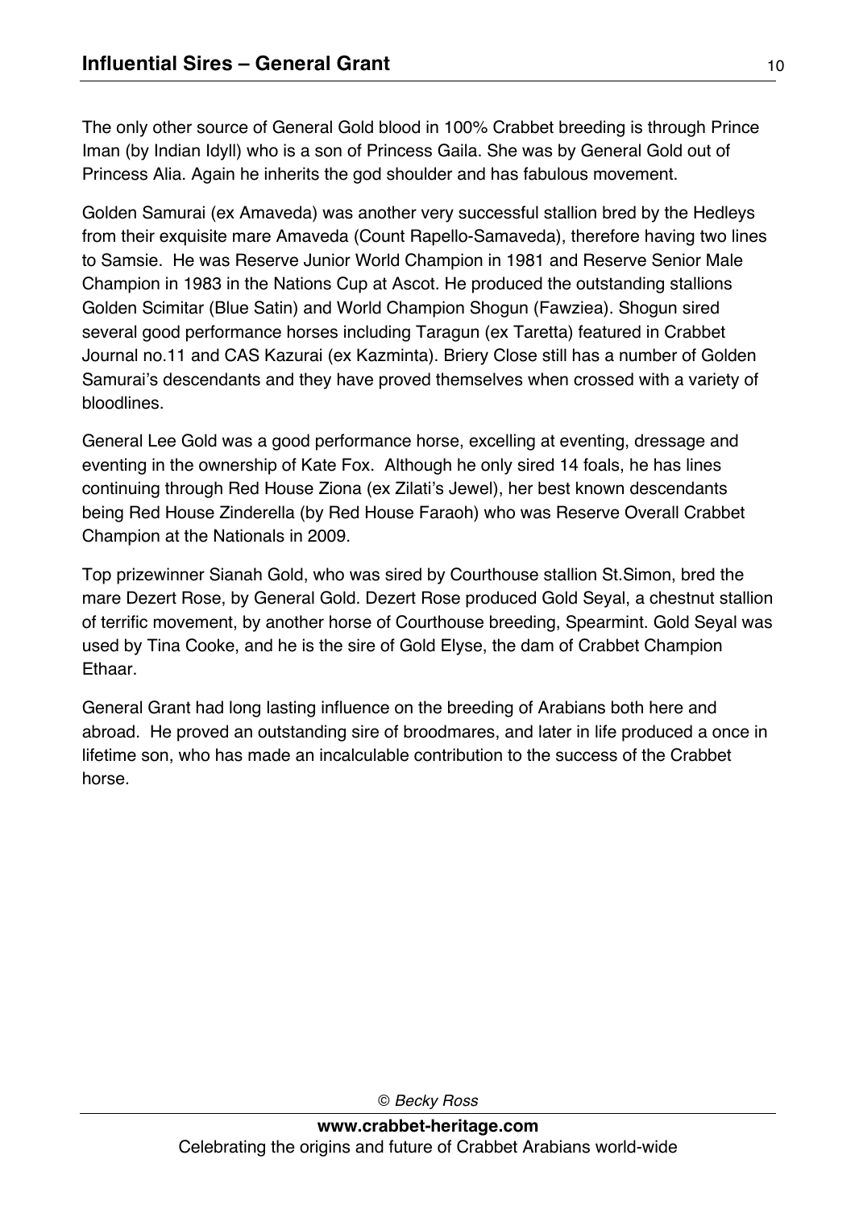The only other source of General Gold blood in 100% Crabbet breeding is through Prince Iman (by Indian Idyll) who is a son of Princess Gaila. She was by General Gold out of Princess Alia. Again he inherits the god shoulder and has fabulous movement.

Golden Samurai (ex Amaveda) was another very successful stallion bred by the Hedleys from their exquisite mare Amaveda (Count Rapello-Samaveda), therefore having two lines to Samsie. He was Reserve Junior World Champion in 1981 and Reserve Senior Male Champion in 1983 in the Nations Cup at Ascot. He produced the outstanding stallions Golden Scimitar (Blue Satin) and World Champion Shogun (Fawziea). Shogun sired several good performance horses including Taragun (ex Taretta) featured in Crabbet Journal no.11 and CAS Kazurai (ex Kazminta). Briery Close still has a number of Golden Samurai's descendants and they have proved themselves when crossed with a variety of bloodlines.

General Lee Gold was a good performance horse, excelling at eventing, dressage and eventing in the ownership of Kate Fox. Although he only sired 14 foals, he has lines continuing through Red House Ziona (ex Zilati's Jewel), her best known descendants being Red House Zinderella (by Red House Faraoh) who was Reserve Overall Crabbet Champion at the Nationals in 2009.

Top prizewinner Sianah Gold, who was sired by Courthouse stallion St.Simon, bred the mare Dezert Rose, by General Gold. Dezert Rose produced Gold Seyal, a chestnut stallion of terrific movement, by another horse of Courthouse breeding, Spearmint. Gold Seyal was used by Tina Cooke, and he is the sire of Gold Elyse, the dam of Crabbet Champion Ethaar.

General Grant had long lasting influence on the breeding of Arabians both here and abroad. He proved an outstanding sire of broodmares, and later in life produced a once in lifetime son, who has made an incalculable contribution to the success of the Crabbet horse.

*© Becky Ross*